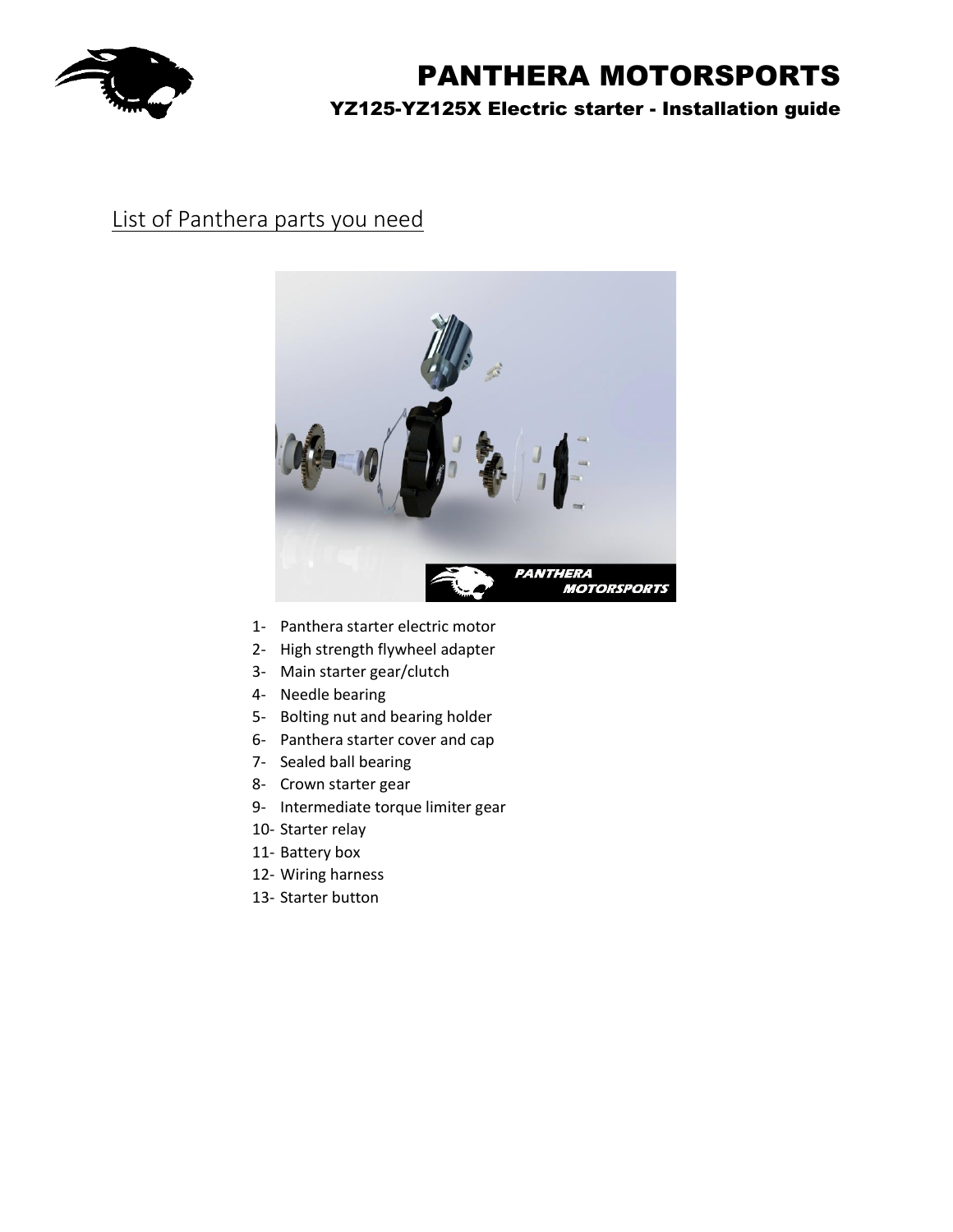# PANTHERA MOTORSPORTS

## YZ125-YZ125X Electric starter - Installation guide

## List of Panthera parts you need

1- Panthera starter electric motor
2- High strength flywheel adapter
3- Main starter gear/clutch
4- Needle bearing
5- Bolting nut and bearing holder
6- Panthera starter cover and cap
7- Sealed ball bearing
8- Crown starter gear
9- Intermediate torque limiter gear
10- Starter relay
11- Battery box
12- Wiring harness
13- Starter button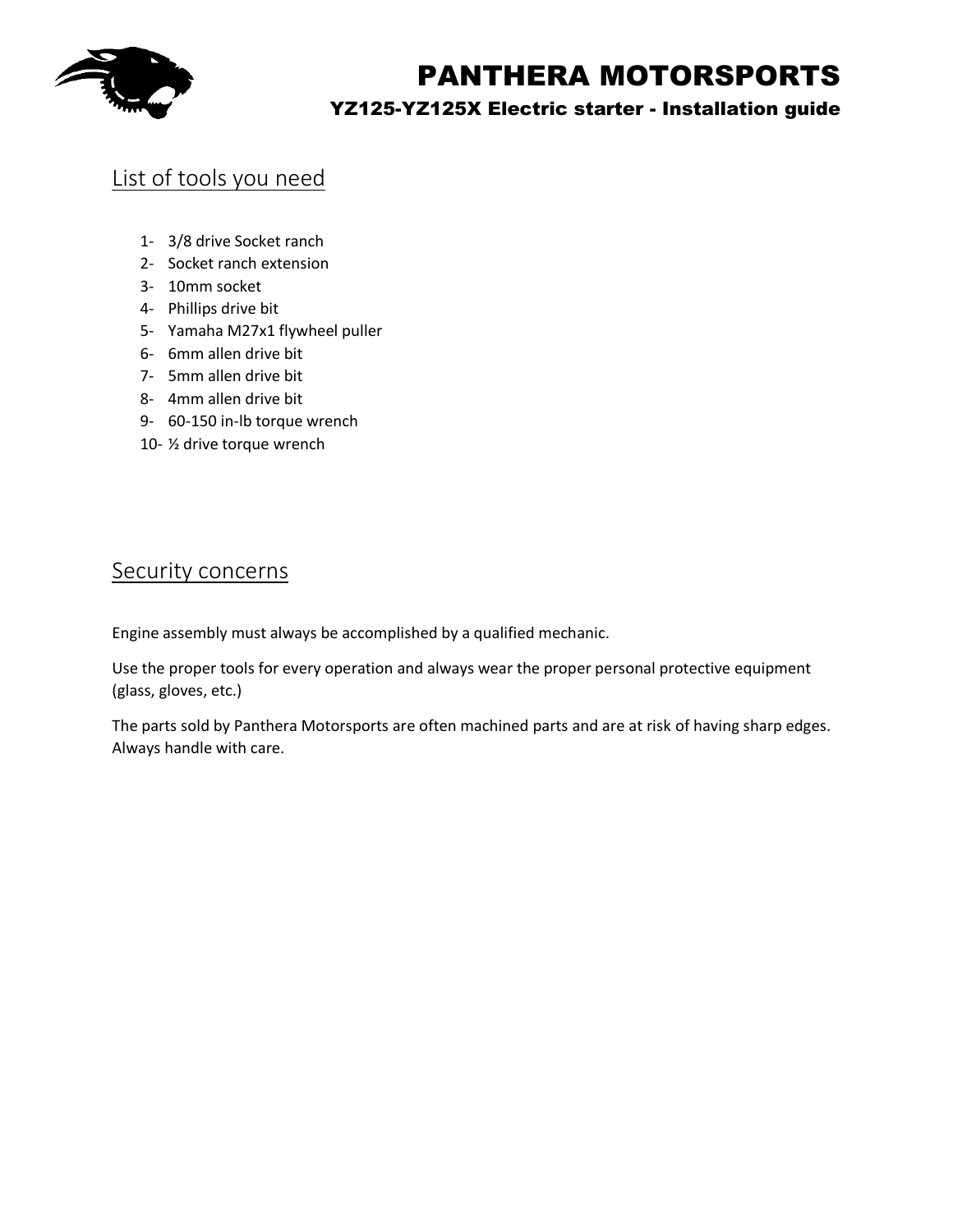## List of tools you need

1- 3/8 drive Socket ranch
2- Socket ranch extension
3- 10mm socket
4- Phillips drive bit
5- Yamaha M27x1 flywheel puller
6- 6mm allen drive bit
7- 5mm allen drive bit
8- 4mm allen drive bit
9- 60-150 in-lb torque wrench
10- ½ drive torque wrench

## Security concerns

Engine assembly must always be accomplished by a qualified mechanic.

Use the proper tools for every operation and always wear the proper personal protective equipment (glass, gloves, etc.)

The parts sold by Panthera Motorsports are often machined parts and are at risk of having sharp edges. Always handle with care.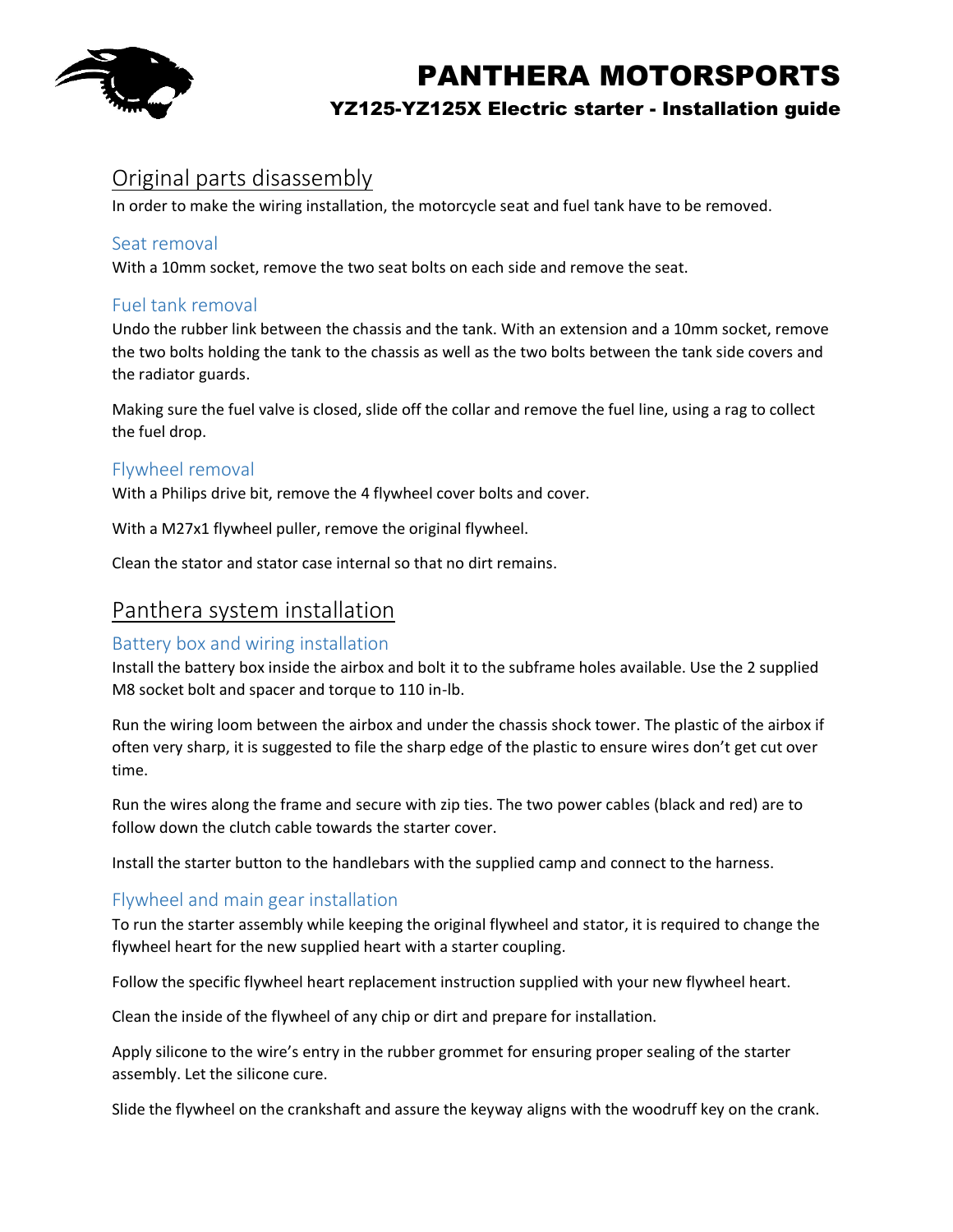## Original parts disassembly

In order to make the wiring installation, the motorcycle seat and fuel tank have to be removed.

### Seat removal

With a 10mm socket, remove the two seat bolts on each side and remove the seat.

### Fuel tank removal

Undo the rubber link between the chassis and the tank. With an extension and a 10mm socket, remove the two bolts holding the tank to the chassis as well as the two bolts between the tank side covers and the radiator guards.

Making sure the fuel valve is closed, slide off the collar and remove the fuel line, using a rag to collect the fuel drop.

### Flywheel removal

With a Philips drive bit, remove the 4 flywheel cover bolts and cover.

With a M27x1 flywheel puller, remove the original flywheel.

Clean the stator and stator case internal so that no dirt remains.

## Panthera system installation

### Battery box and wiring installation

Install the battery box inside the airbox and bolt it to the subframe holes available. Use the 2 supplied M8 socket bolt and spacer and torque to 110 in-lb.

Run the wiring loom between the airbox and under the chassis shock tower. The plastic of the airbox if often very sharp, it is suggested to file the sharp edge of the plastic to ensure wires don't get cut over time.

Run the wires along the frame and secure with zip ties. The two power cables (black and red) are to follow down the clutch cable towards the starter cover.

Install the starter button to the handlebars with the supplied camp and connect to the harness.

### Flywheel and main gear installation

To run the starter assembly while keeping the original flywheel and stator, it is required to change the flywheel heart for the new supplied heart with a starter coupling.

Follow the specific flywheel heart replacement instruction supplied with your new flywheel heart.

Clean the inside of the flywheel of any chip or dirt and prepare for installation.

Apply silicone to the wire's entry in the rubber grommet for ensuring proper sealing of the starter assembly. Let the silicone cure.

Slide the flywheel on the crankshaft and assure the keyway aligns with the woodruff key on the crank.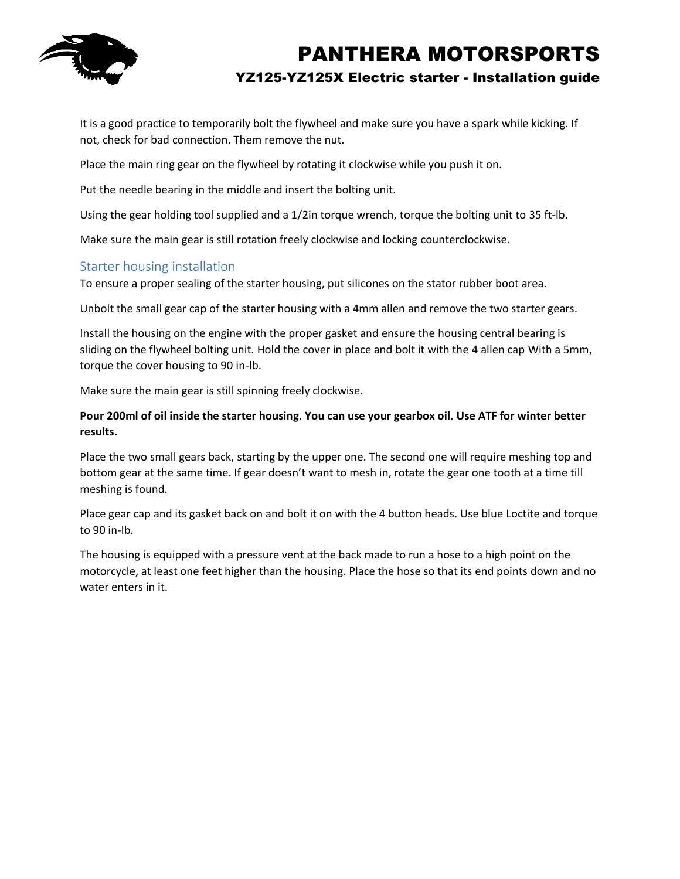It is a good practice to temporarily bolt the flywheel and make sure you have a spark while kicking. If not, check for bad connection. Them remove the nut.

Place the main ring gear on the flywheel by rotating it clockwise while you push it on.

Put the needle bearing in the middle and insert the bolting unit.

Using the gear holding tool supplied and a 1/2in torque wrench, torque the bolting unit to 35 ft-lb.

Make sure the main gear is still rotation freely clockwise and locking counterclockwise.

## Starter housing installation

To ensure a proper sealing of the starter housing, put silicones on the stator rubber boot area.

Unbolt the small gear cap of the starter housing with a 4mm allen and remove the two starter gears.

Install the housing on the engine with the proper gasket and ensure the housing central bearing is sliding on the flywheel bolting unit. Hold the cover in place and bolt it with the 4 allen cap With a 5mm, torque the cover housing to 90 in-lb.

Make sure the main gear is still spinning freely clockwise.

**Pour 200ml of oil inside the starter housing. You can use your gearbox oil. Use ATF for winter better results.**

Place the two small gears back, starting by the upper one. The second one will require meshing top and bottom gear at the same time. If gear doesn't want to mesh in, rotate the gear one tooth at a time till meshing is found.

Place gear cap and its gasket back on and bolt it on with the 4 button heads. Use blue Loctite and torque to 90 in-lb.

The housing is equipped with a pressure vent at the back made to run a hose to a high point on the motorcycle, at least one feet higher than the housing. Place the hose so that its end points down and no water enters in it.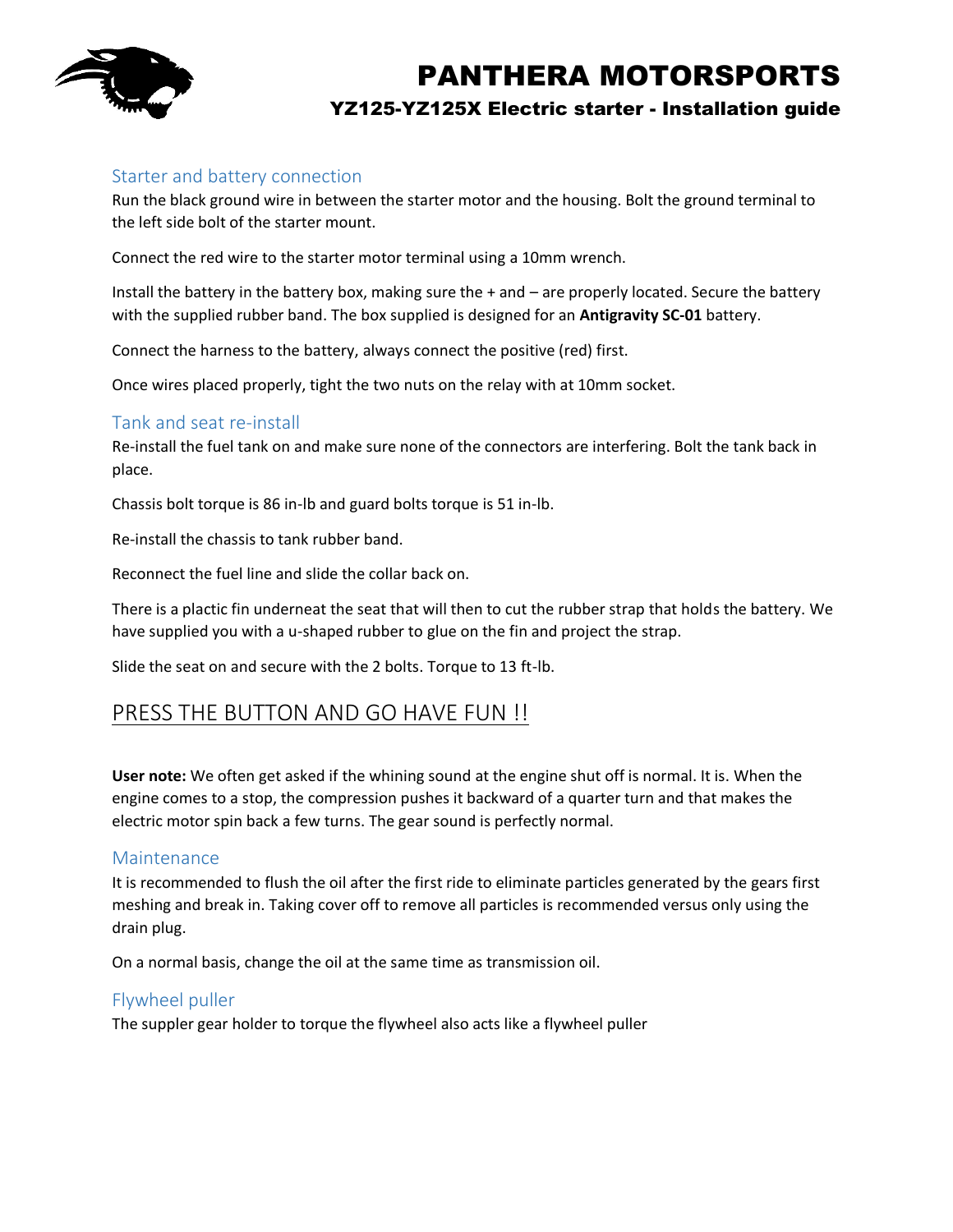## Starter and battery connection

Run the black ground wire in between the starter motor and the housing. Bolt the ground terminal to the left side bolt of the starter mount.

Connect the red wire to the starter motor terminal using a 10mm wrench.

Install the battery in the battery box, making sure the + and – are properly located. Secure the battery with the supplied rubber band. The box supplied is designed for an **Antigravity SC-01** battery.

Connect the harness to the battery, always connect the positive (red) first.

Once wires placed properly, tight the two nuts on the relay with at 10mm socket.

## Tank and seat re-install

Re-install the fuel tank on and make sure none of the connectors are interfering. Bolt the tank back in place.

Chassis bolt torque is 86 in-lb and guard bolts torque is 51 in-lb.

Re-install the chassis to tank rubber band.

Reconnect the fuel line and slide the collar back on.

There is a plactic fin underneat the seat that will then to cut the rubber strap that holds the battery. We have supplied you with a u-shaped rubber to glue on the fin and project the strap.

Slide the seat on and secure with the 2 bolts. Torque to 13 ft-lb.

# PRESS THE BUTTON AND GO HAVE FUN !!

**User note:** We often get asked if the whining sound at the engine shut off is normal. It is. When the engine comes to a stop, the compression pushes it backward of a quarter turn and that makes the electric motor spin back a few turns. The gear sound is perfectly normal.

## Maintenance

It is recommended to flush the oil after the first ride to eliminate particles generated by the gears first meshing and break in. Taking cover off to remove all particles is recommended versus only using the drain plug.

On a normal basis, change the oil at the same time as transmission oil.

## Flywheel puller

The suppler gear holder to torque the flywheel also acts like a flywheel puller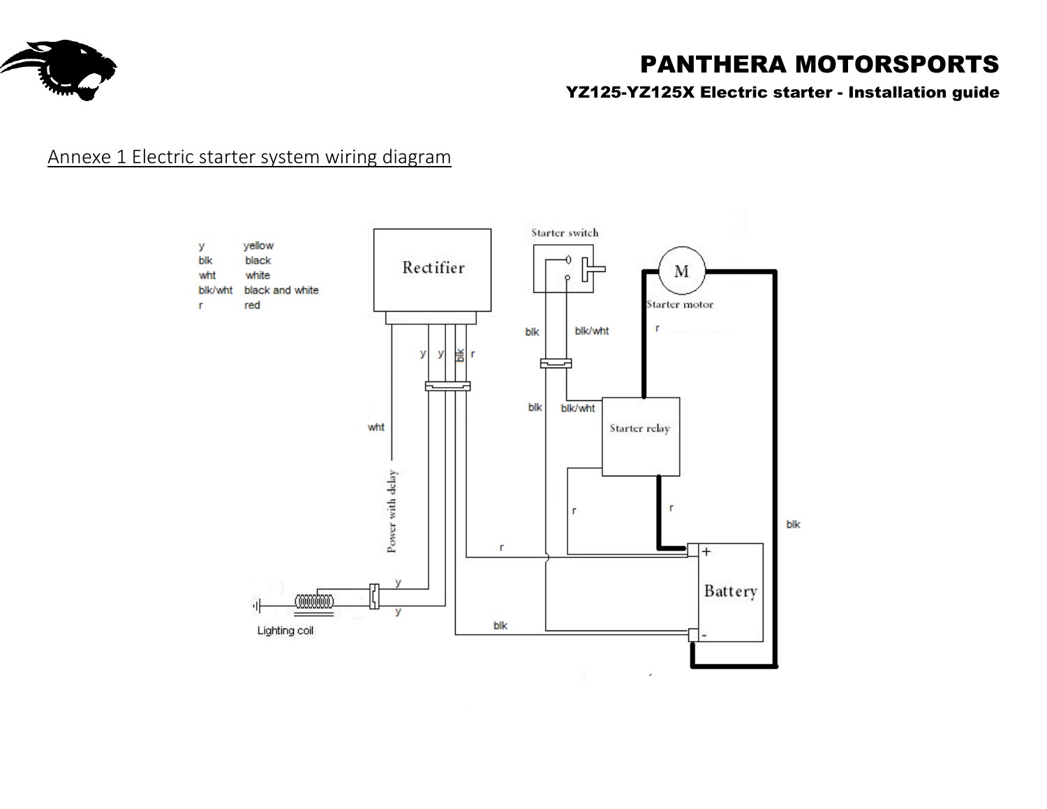## Annexe 1 Electric starter system wiring diagram

| | |
|---|---|
| y | yellow |
| blk | black |
| wht | white |
| blk/wht | black and white |
| r | red |

Rectifier

Starter switch

Starter motor

Starter relay

Battery

Lighting coil

Power with delay

y y blk r

wht

blk blk/wht

blk blk/wht

r

r

r

r

y

y

blk

blk

+

-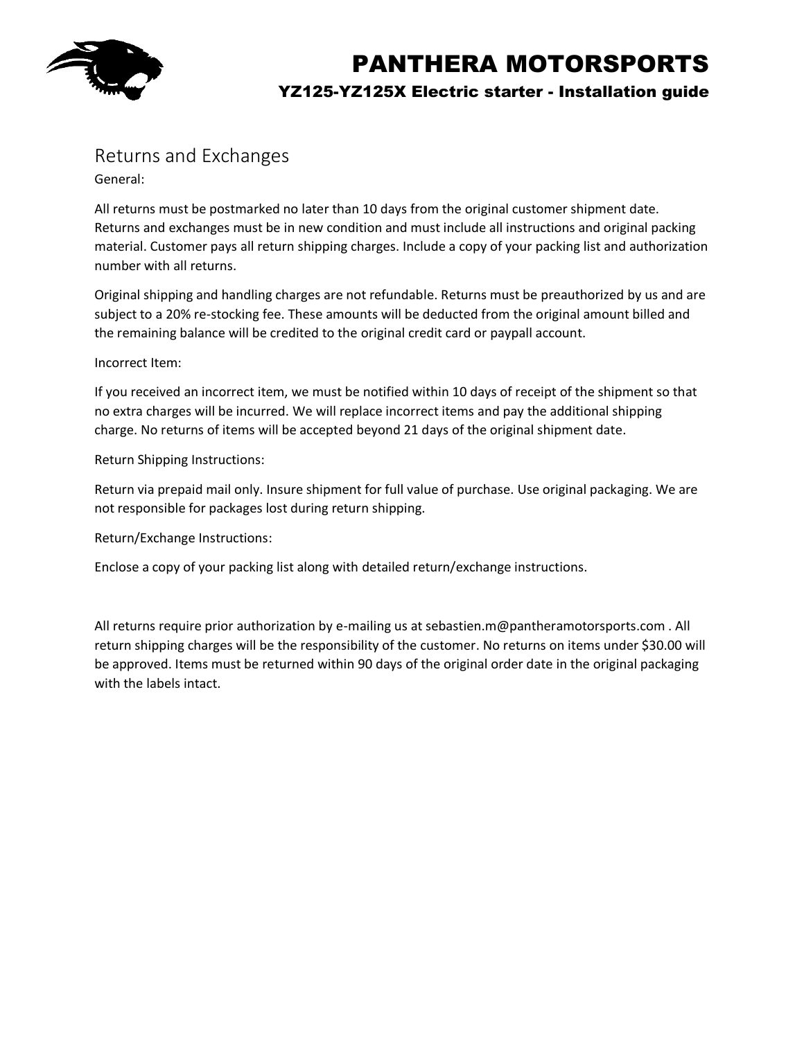## Returns and Exchanges

General:

All returns must be postmarked no later than 10 days from the original customer shipment date. Returns and exchanges must be in new condition and must include all instructions and original packing material. Customer pays all return shipping charges. Include a copy of your packing list and authorization number with all returns.

Original shipping and handling charges are not refundable. Returns must be preauthorized by us and are subject to a 20% re-stocking fee. These amounts will be deducted from the original amount billed and the remaining balance will be credited to the original credit card or paypall account.

Incorrect Item:

If you received an incorrect item, we must be notified within 10 days of receipt of the shipment so that no extra charges will be incurred. We will replace incorrect items and pay the additional shipping charge. No returns of items will be accepted beyond 21 days of the original shipment date.

Return Shipping Instructions:

Return via prepaid mail only. Insure shipment for full value of purchase. Use original packaging. We are not responsible for packages lost during return shipping.

Return/Exchange Instructions:

Enclose a copy of your packing list along with detailed return/exchange instructions.

All returns require prior authorization by e-mailing us at sebastien.m@pantheramotorsports.com . All return shipping charges will be the responsibility of the customer. No returns on items under $30.00 will be approved. Items must be returned within 90 days of the original order date in the original packaging with the labels intact.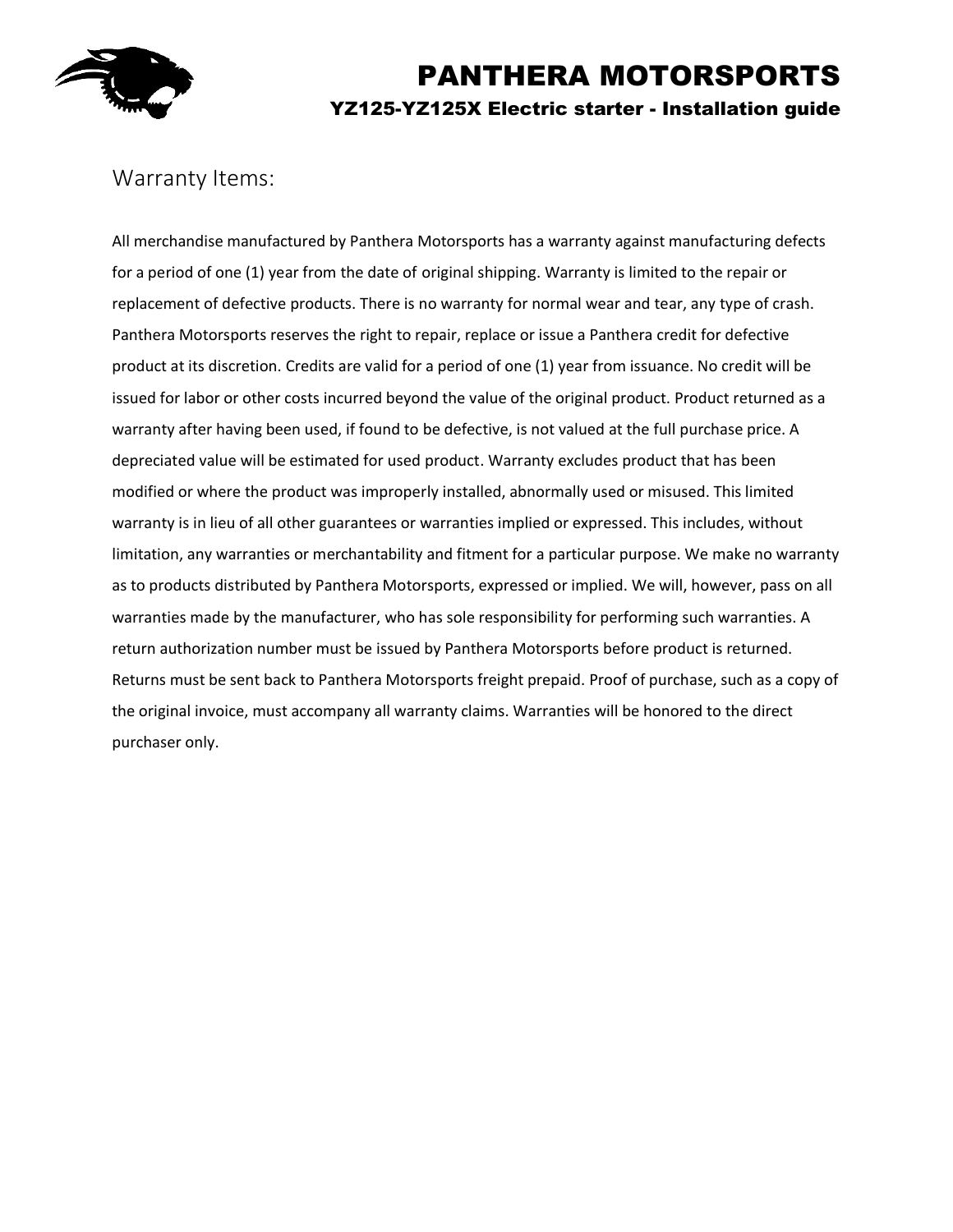## Warranty Items:

All merchandise manufactured by Panthera Motorsports has a warranty against manufacturing defects for a period of one (1) year from the date of original shipping. Warranty is limited to the repair or replacement of defective products. There is no warranty for normal wear and tear, any type of crash. Panthera Motorsports reserves the right to repair, replace or issue a Panthera credit for defective product at its discretion. Credits are valid for a period of one (1) year from issuance. No credit will be issued for labor or other costs incurred beyond the value of the original product. Product returned as a warranty after having been used, if found to be defective, is not valued at the full purchase price. A depreciated value will be estimated for used product. Warranty excludes product that has been modified or where the product was improperly installed, abnormally used or misused. This limited warranty is in lieu of all other guarantees or warranties implied or expressed. This includes, without limitation, any warranties or merchantability and fitment for a particular purpose. We make no warranty as to products distributed by Panthera Motorsports, expressed or implied. We will, however, pass on all warranties made by the manufacturer, who has sole responsibility for performing such warranties. A return authorization number must be issued by Panthera Motorsports before product is returned. Returns must be sent back to Panthera Motorsports freight prepaid. Proof of purchase, such as a copy of the original invoice, must accompany all warranty claims. Warranties will be honored to the direct purchaser only.